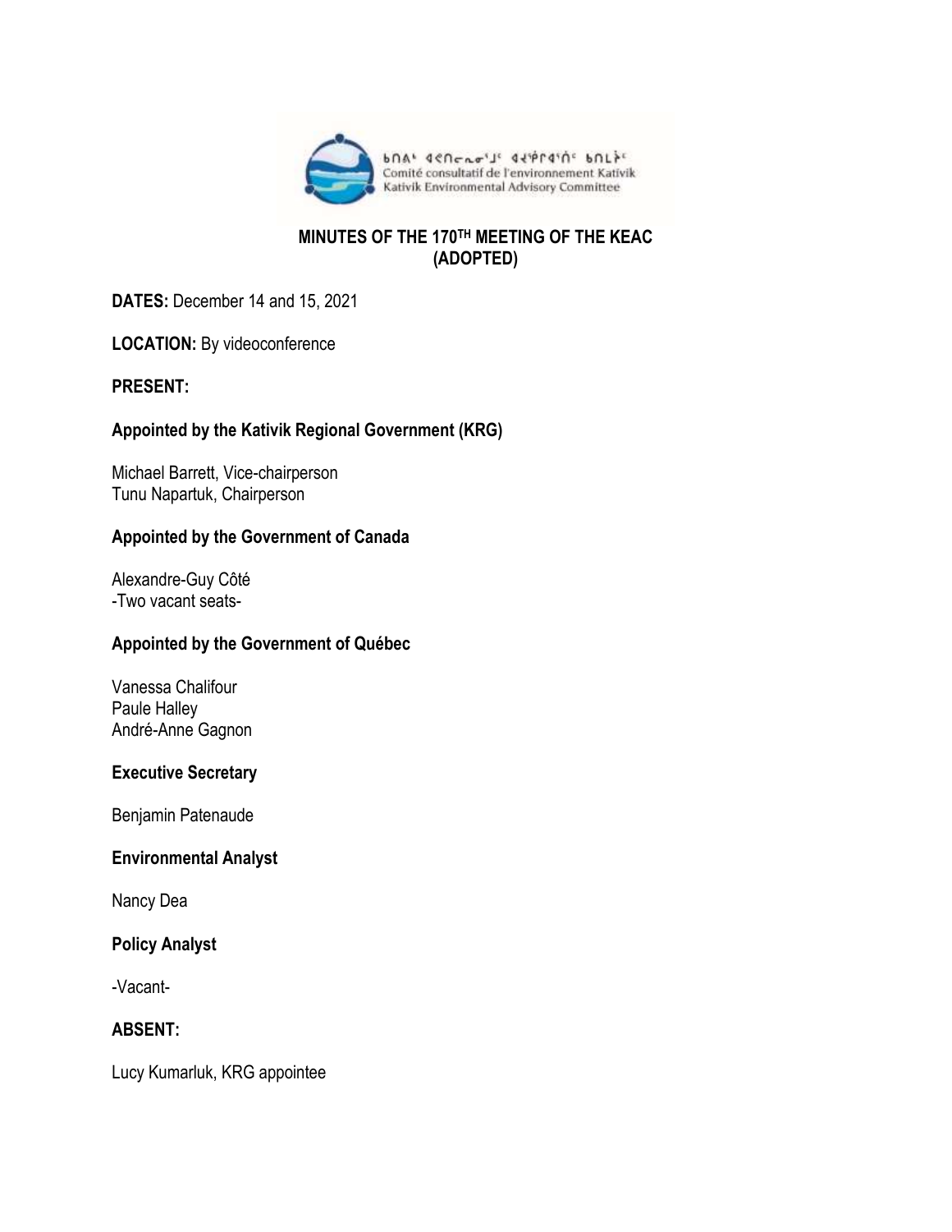ᑲᑎᕕᒃ ᐊᕙᑎᓕᕆᓂᕐᒧᑦ ᐊᔾᔨᒋᐊᕐᑏᑦ ᑲᑎᒪᔩᑦ
Comité consultatif de l'environnement Kativik
Kativik Environmental Advisory Committee

# MINUTES OF THE 170TH MEETING OF THE KEAC (ADOPTED)

**DATES:** December 14 and 15, 2021

**LOCATION:** By videoconference

**PRESENT:**

**Appointed by the Kativik Regional Government (KRG)**

Michael Barrett, Vice-chairperson
Tunu Napartuk, Chairperson

**Appointed by the Government of Canada**

Alexandre-Guy Côté
-Two vacant seats-

**Appointed by the Government of Québec**

Vanessa Chalifour
Paule Halley
André-Anne Gagnon

**Executive Secretary**

Benjamin Patenaude

**Environmental Analyst**

Nancy Dea

**Policy Analyst**

-Vacant-

**ABSENT:**

Lucy Kumarluk, KRG appointee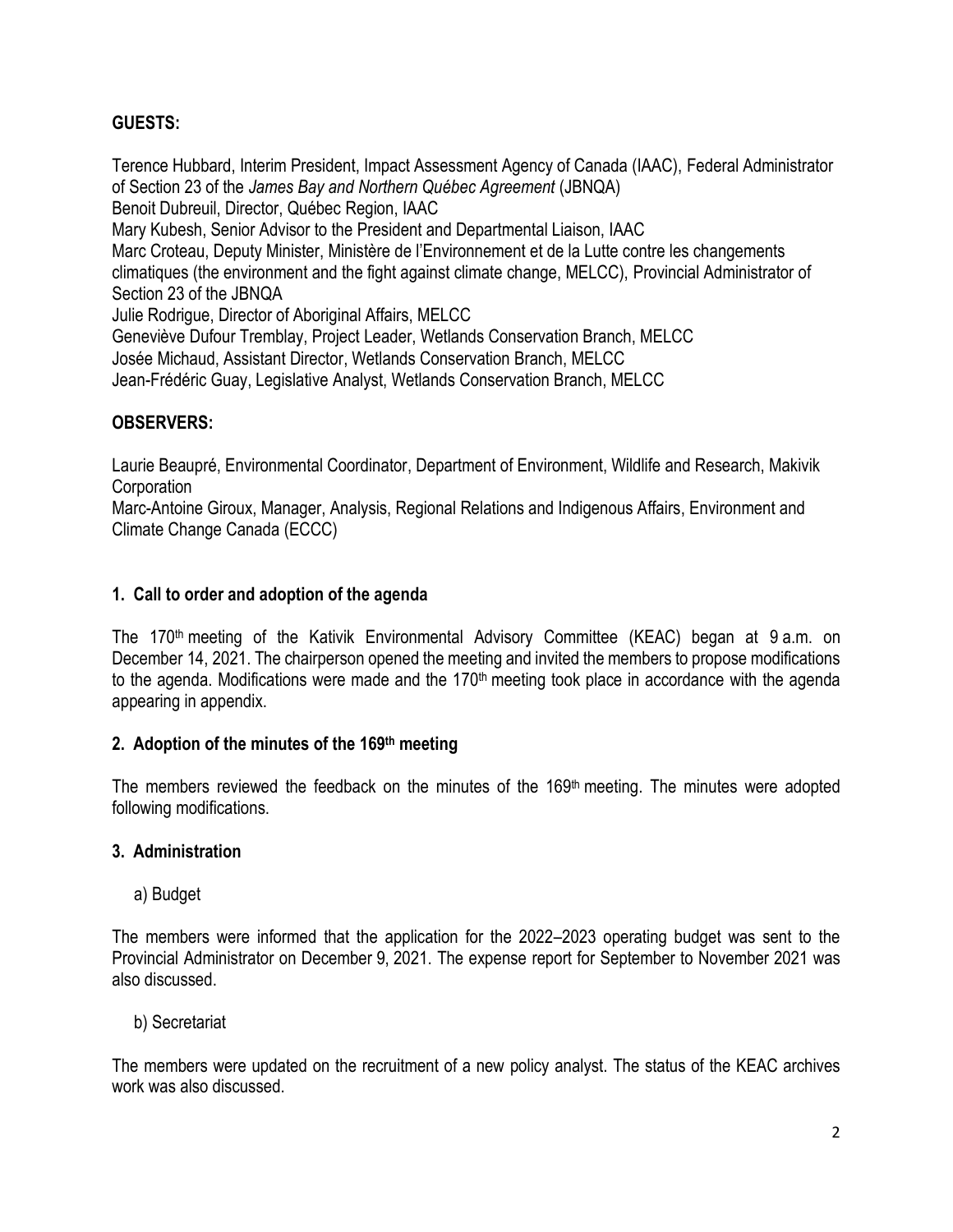**GUESTS:**

Terence Hubbard, Interim President, Impact Assessment Agency of Canada (IAAC), Federal Administrator of Section 23 of the *James Bay and Northern Québec Agreement* (JBNQA)
Benoit Dubreuil, Director, Québec Region, IAAC
Mary Kubesh, Senior Advisor to the President and Departmental Liaison, IAAC
Marc Croteau, Deputy Minister, Ministère de l'Environnement et de la Lutte contre les changements climatiques (the environment and the fight against climate change, MELCC), Provincial Administrator of Section 23 of the JBNQA
Julie Rodrigue, Director of Aboriginal Affairs, MELCC
Geneviève Dufour Tremblay, Project Leader, Wetlands Conservation Branch, MELCC
Josée Michaud, Assistant Director, Wetlands Conservation Branch, MELCC
Jean-Frédéric Guay, Legislative Analyst, Wetlands Conservation Branch, MELCC

**OBSERVERS:**

Laurie Beaupré, Environmental Coordinator, Department of Environment, Wildlife and Research, Makivik Corporation
Marc-Antoine Giroux, Manager, Analysis, Regional Relations and Indigenous Affairs, Environment and Climate Change Canada (ECCC)

## 1. Call to order and adoption of the agenda

The 170th meeting of the Kativik Environmental Advisory Committee (KEAC) began at 9 a.m. on December 14, 2021. The chairperson opened the meeting and invited the members to propose modifications to the agenda. Modifications were made and the 170th meeting took place in accordance with the agenda appearing in appendix.

## 2. Adoption of the minutes of the 169th meeting

The members reviewed the feedback on the minutes of the 169th meeting. The minutes were adopted following modifications.

## 3. Administration

a) Budget

The members were informed that the application for the 2022–2023 operating budget was sent to the Provincial Administrator on December 9, 2021. The expense report for September to November 2021 was also discussed.

b) Secretariat

The members were updated on the recruitment of a new policy analyst. The status of the KEAC archives work was also discussed.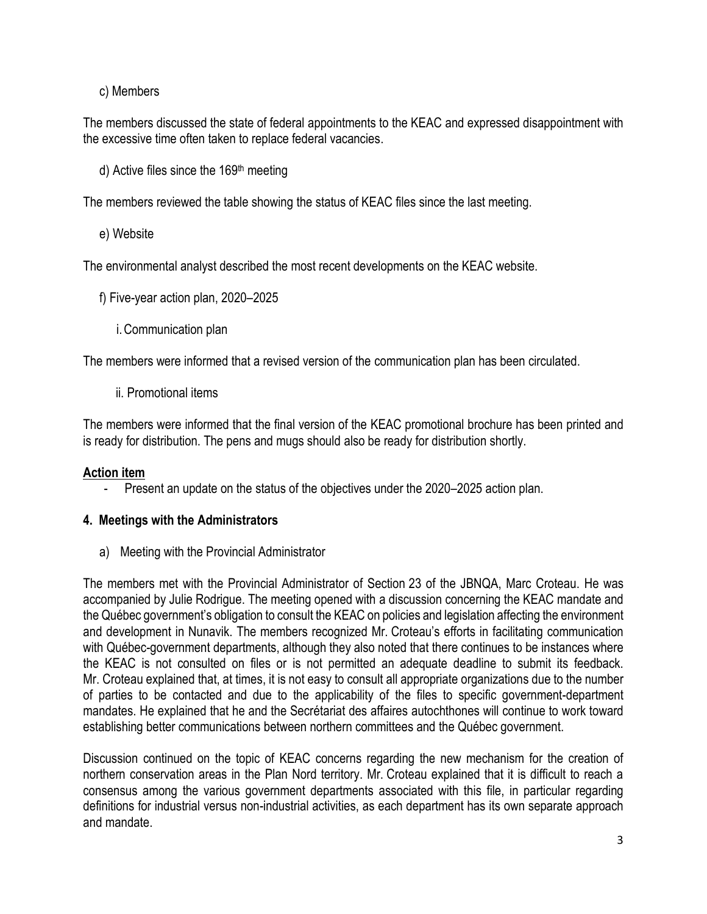c) Members

The members discussed the state of federal appointments to the KEAC and expressed disappointment with the excessive time often taken to replace federal vacancies.

d) Active files since the 169th meeting

The members reviewed the table showing the status of KEAC files since the last meeting.

e) Website

The environmental analyst described the most recent developments on the KEAC website.

f) Five-year action plan, 2020–2025

i. Communication plan

The members were informed that a revised version of the communication plan has been circulated.

ii. Promotional items

The members were informed that the final version of the KEAC promotional brochure has been printed and is ready for distribution. The pens and mugs should also be ready for distribution shortly.

**Action item**

- Present an update on the status of the objectives under the 2020–2025 action plan.

## 4. Meetings with the Administrators

a) Meeting with the Provincial Administrator

The members met with the Provincial Administrator of Section 23 of the JBNQA, Marc Croteau. He was accompanied by Julie Rodrigue. The meeting opened with a discussion concerning the KEAC mandate and the Québec government's obligation to consult the KEAC on policies and legislation affecting the environment and development in Nunavik. The members recognized Mr. Croteau's efforts in facilitating communication with Québec-government departments, although they also noted that there continues to be instances where the KEAC is not consulted on files or is not permitted an adequate deadline to submit its feedback. Mr. Croteau explained that, at times, it is not easy to consult all appropriate organizations due to the number of parties to be contacted and due to the applicability of the files to specific government-department mandates. He explained that he and the Secrétariat des affaires autochthones will continue to work toward establishing better communications between northern committees and the Québec government.

Discussion continued on the topic of KEAC concerns regarding the new mechanism for the creation of northern conservation areas in the Plan Nord territory. Mr. Croteau explained that it is difficult to reach a consensus among the various government departments associated with this file, in particular regarding definitions for industrial versus non-industrial activities, as each department has its own separate approach and mandate.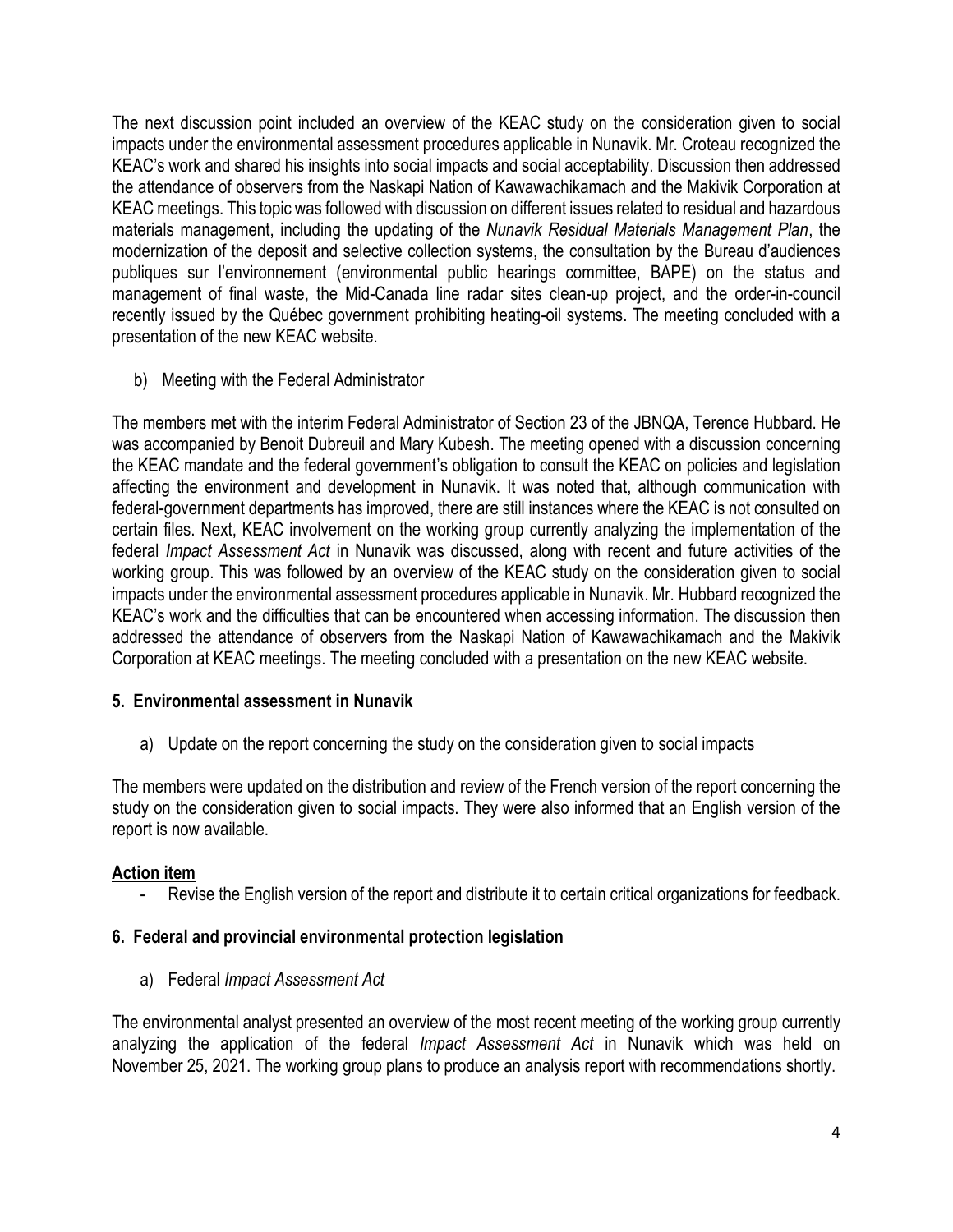The next discussion point included an overview of the KEAC study on the consideration given to social impacts under the environmental assessment procedures applicable in Nunavik. Mr. Croteau recognized the KEAC's work and shared his insights into social impacts and social acceptability. Discussion then addressed the attendance of observers from the Naskapi Nation of Kawawachikamach and the Makivik Corporation at KEAC meetings. This topic was followed with discussion on different issues related to residual and hazardous materials management, including the updating of the *Nunavik Residual Materials Management Plan*, the modernization of the deposit and selective collection systems, the consultation by the Bureau d'audiences publiques sur l'environnement (environmental public hearings committee, BAPE) on the status and management of final waste, the Mid-Canada line radar sites clean-up project, and the order-in-council recently issued by the Québec government prohibiting heating-oil systems. The meeting concluded with a presentation of the new KEAC website.

b) Meeting with the Federal Administrator

The members met with the interim Federal Administrator of Section 23 of the JBNQA, Terence Hubbard. He was accompanied by Benoit Dubreuil and Mary Kubesh. The meeting opened with a discussion concerning the KEAC mandate and the federal government's obligation to consult the KEAC on policies and legislation affecting the environment and development in Nunavik. It was noted that, although communication with federal-government departments has improved, there are still instances where the KEAC is not consulted on certain files. Next, KEAC involvement on the working group currently analyzing the implementation of the federal *Impact Assessment Act* in Nunavik was discussed, along with recent and future activities of the working group. This was followed by an overview of the KEAC study on the consideration given to social impacts under the environmental assessment procedures applicable in Nunavik. Mr. Hubbard recognized the KEAC's work and the difficulties that can be encountered when accessing information. The discussion then addressed the attendance of observers from the Naskapi Nation of Kawawachikamach and the Makivik Corporation at KEAC meetings. The meeting concluded with a presentation on the new KEAC website.

## 5. Environmental assessment in Nunavik

a) Update on the report concerning the study on the consideration given to social impacts

The members were updated on the distribution and review of the French version of the report concerning the study on the consideration given to social impacts. They were also informed that an English version of the report is now available.

**Action item**

- Revise the English version of the report and distribute it to certain critical organizations for feedback.

## 6. Federal and provincial environmental protection legislation

a) Federal *Impact Assessment Act*

The environmental analyst presented an overview of the most recent meeting of the working group currently analyzing the application of the federal *Impact Assessment Act* in Nunavik which was held on November 25, 2021. The working group plans to produce an analysis report with recommendations shortly.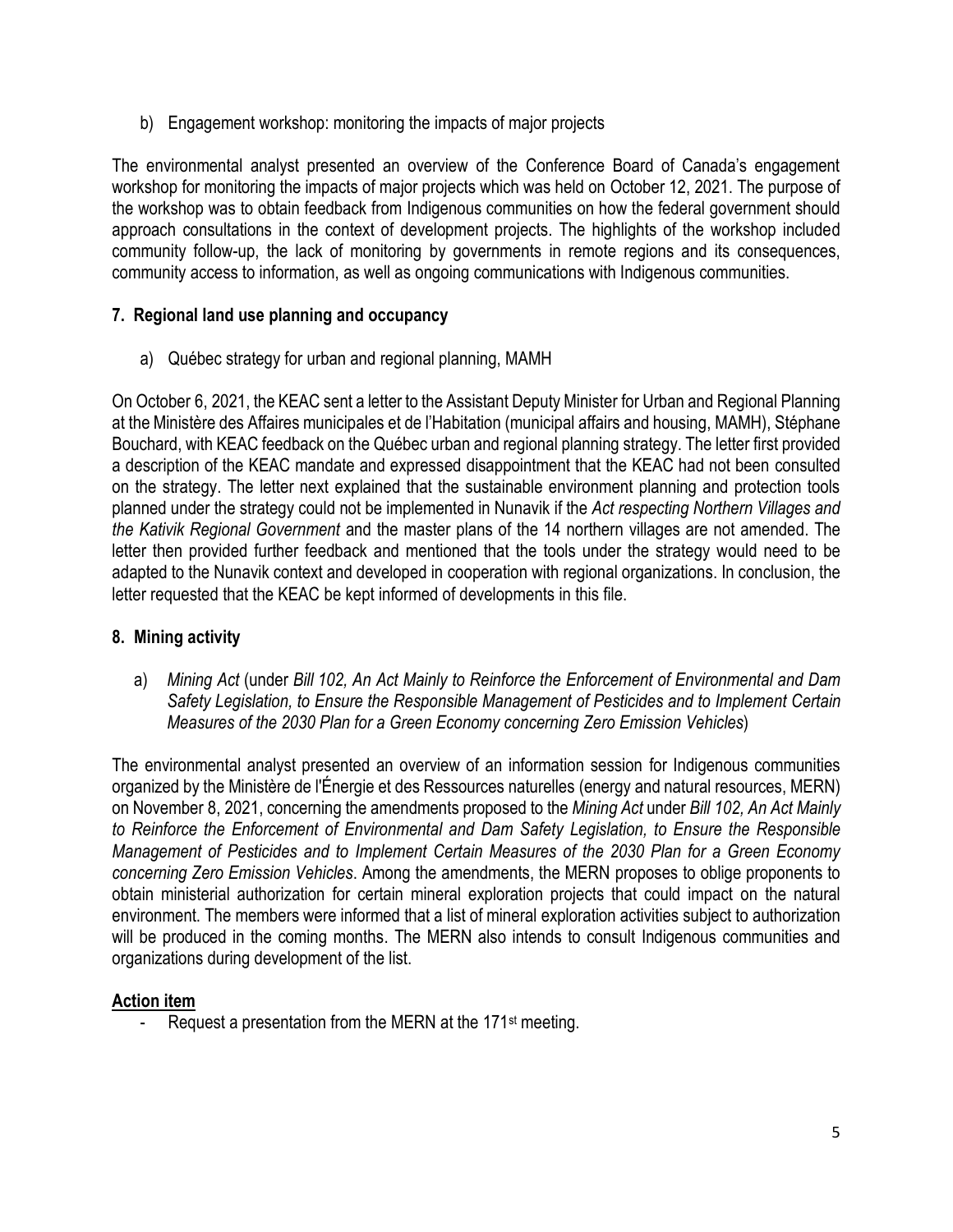b) Engagement workshop: monitoring the impacts of major projects

The environmental analyst presented an overview of the Conference Board of Canada's engagement workshop for monitoring the impacts of major projects which was held on October 12, 2021. The purpose of the workshop was to obtain feedback from Indigenous communities on how the federal government should approach consultations in the context of development projects. The highlights of the workshop included community follow-up, the lack of monitoring by governments in remote regions and its consequences, community access to information, as well as ongoing communications with Indigenous communities.

## 7. Regional land use planning and occupancy

a) Québec strategy for urban and regional planning, MAMH

On October 6, 2021, the KEAC sent a letter to the Assistant Deputy Minister for Urban and Regional Planning at the Ministère des Affaires municipales et de l'Habitation (municipal affairs and housing, MAMH), Stéphane Bouchard, with KEAC feedback on the Québec urban and regional planning strategy. The letter first provided a description of the KEAC mandate and expressed disappointment that the KEAC had not been consulted on the strategy. The letter next explained that the sustainable environment planning and protection tools planned under the strategy could not be implemented in Nunavik if the *Act respecting Northern Villages and the Kativik Regional Government* and the master plans of the 14 northern villages are not amended. The letter then provided further feedback and mentioned that the tools under the strategy would need to be adapted to the Nunavik context and developed in cooperation with regional organizations. In conclusion, the letter requested that the KEAC be kept informed of developments in this file.

## 8. Mining activity

a) *Mining Act* (under *Bill 102, An Act Mainly to Reinforce the Enforcement of Environmental and Dam Safety Legislation, to Ensure the Responsible Management of Pesticides and to Implement Certain Measures of the 2030 Plan for a Green Economy concerning Zero Emission Vehicles*)

The environmental analyst presented an overview of an information session for Indigenous communities organized by the Ministère de l'Énergie et des Ressources naturelles (energy and natural resources, MERN) on November 8, 2021, concerning the amendments proposed to the *Mining Act* under *Bill 102, An Act Mainly to Reinforce the Enforcement of Environmental and Dam Safety Legislation, to Ensure the Responsible Management of Pesticides and to Implement Certain Measures of the 2030 Plan for a Green Economy concerning Zero Emission Vehicles*. Among the amendments, the MERN proposes to oblige proponents to obtain ministerial authorization for certain mineral exploration projects that could impact on the natural environment. The members were informed that a list of mineral exploration activities subject to authorization will be produced in the coming months. The MERN also intends to consult Indigenous communities and organizations during development of the list.

**Action item**

- Request a presentation from the MERN at the 171st meeting.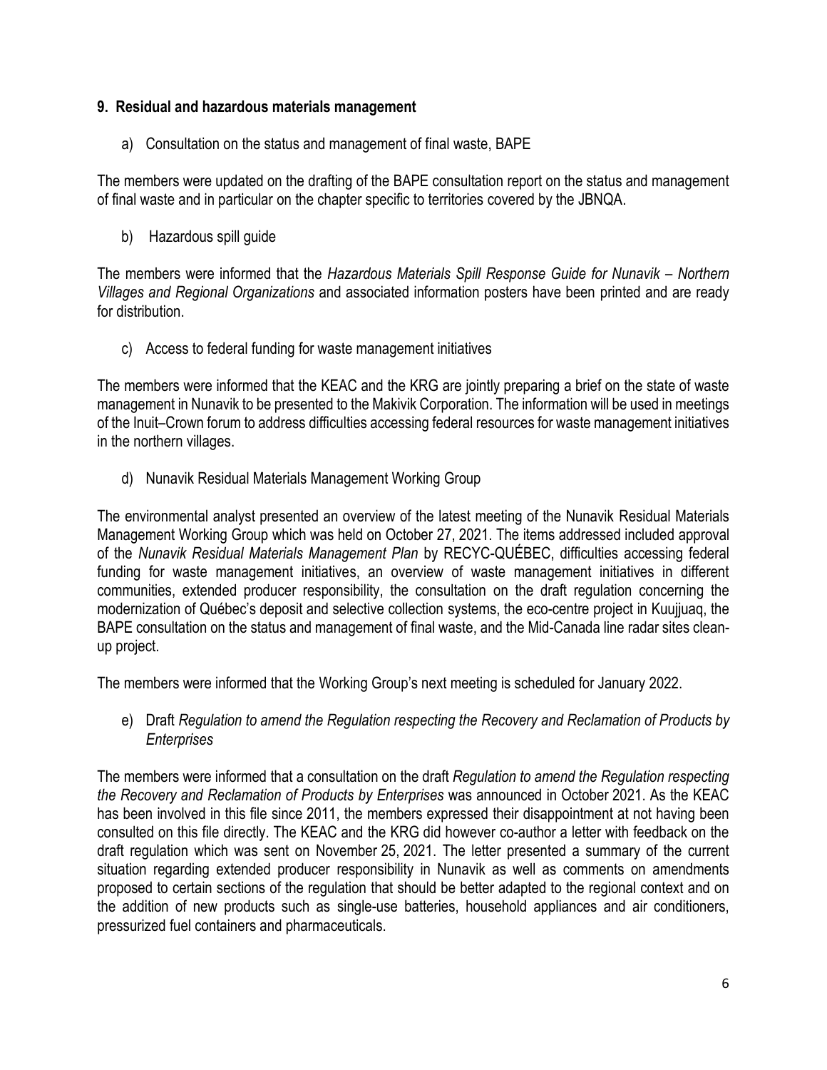## 9. Residual and hazardous materials management

a) Consultation on the status and management of final waste, BAPE

The members were updated on the drafting of the BAPE consultation report on the status and management of final waste and in particular on the chapter specific to territories covered by the JBNQA.

b) Hazardous spill guide

The members were informed that the *Hazardous Materials Spill Response Guide for Nunavik – Northern Villages and Regional Organizations* and associated information posters have been printed and are ready for distribution.

c) Access to federal funding for waste management initiatives

The members were informed that the KEAC and the KRG are jointly preparing a brief on the state of waste management in Nunavik to be presented to the Makivik Corporation. The information will be used in meetings of the Inuit–Crown forum to address difficulties accessing federal resources for waste management initiatives in the northern villages.

d) Nunavik Residual Materials Management Working Group

The environmental analyst presented an overview of the latest meeting of the Nunavik Residual Materials Management Working Group which was held on October 27, 2021. The items addressed included approval of the *Nunavik Residual Materials Management Plan* by RECYC-QUÉBEC, difficulties accessing federal funding for waste management initiatives, an overview of waste management initiatives in different communities, extended producer responsibility, the consultation on the draft regulation concerning the modernization of Québec's deposit and selective collection systems, the eco-centre project in Kuujjuaq, the BAPE consultation on the status and management of final waste, and the Mid-Canada line radar sites clean-up project.

The members were informed that the Working Group's next meeting is scheduled for January 2022.

e) Draft *Regulation to amend the Regulation respecting the Recovery and Reclamation of Products by Enterprises*

The members were informed that a consultation on the draft *Regulation to amend the Regulation respecting the Recovery and Reclamation of Products by Enterprises* was announced in October 2021. As the KEAC has been involved in this file since 2011, the members expressed their disappointment at not having been consulted on this file directly. The KEAC and the KRG did however co-author a letter with feedback on the draft regulation which was sent on November 25, 2021. The letter presented a summary of the current situation regarding extended producer responsibility in Nunavik as well as comments on amendments proposed to certain sections of the regulation that should be better adapted to the regional context and on the addition of new products such as single-use batteries, household appliances and air conditioners, pressurized fuel containers and pharmaceuticals.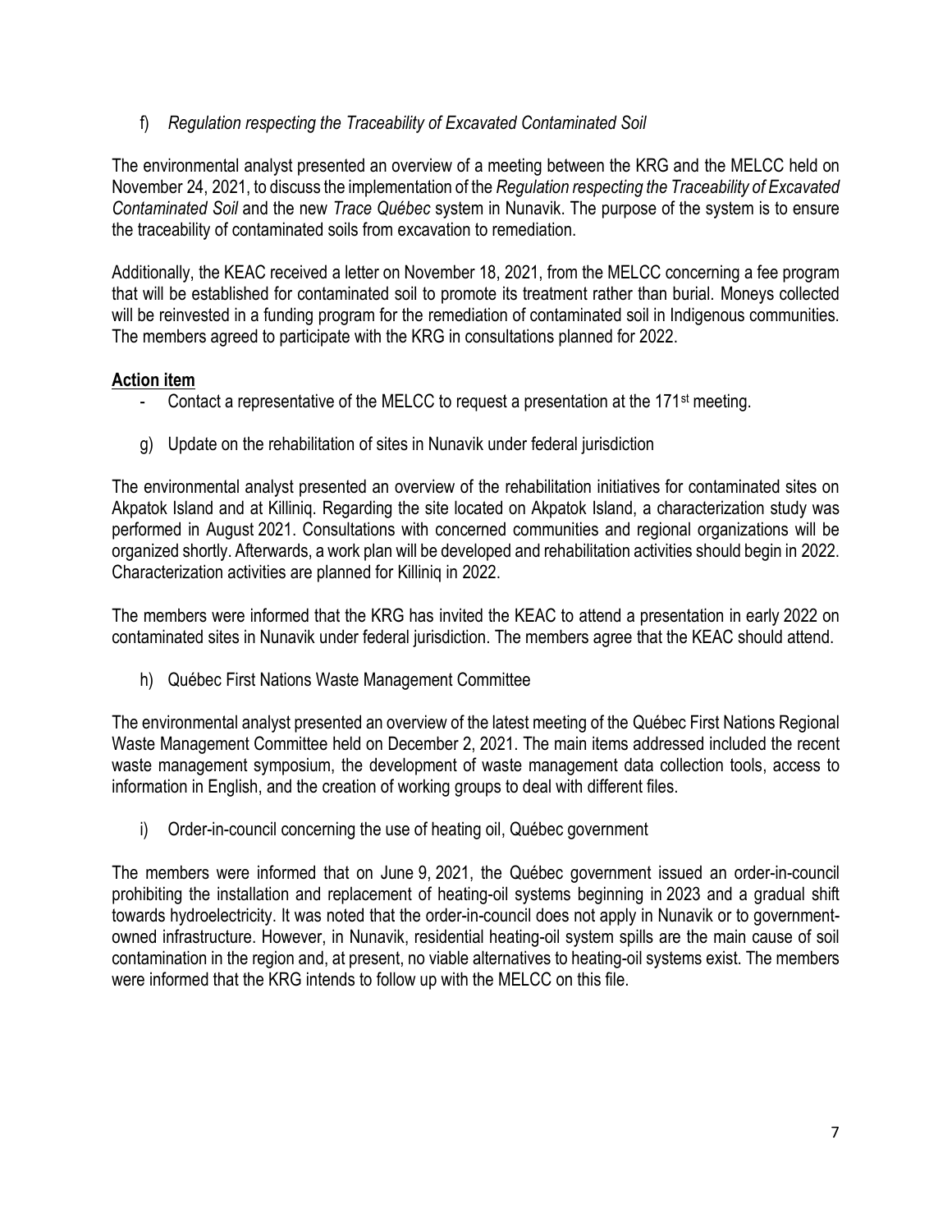f) *Regulation respecting the Traceability of Excavated Contaminated Soil*

The environmental analyst presented an overview of a meeting between the KRG and the MELCC held on November 24, 2021, to discuss the implementation of the *Regulation respecting the Traceability of Excavated Contaminated Soil* and the new *Trace Québec* system in Nunavik. The purpose of the system is to ensure the traceability of contaminated soils from excavation to remediation.

Additionally, the KEAC received a letter on November 18, 2021, from the MELCC concerning a fee program that will be established for contaminated soil to promote its treatment rather than burial. Moneys collected will be reinvested in a funding program for the remediation of contaminated soil in Indigenous communities. The members agreed to participate with the KRG in consultations planned for 2022.

**Action item**

- Contact a representative of the MELCC to request a presentation at the 171st meeting.

g) Update on the rehabilitation of sites in Nunavik under federal jurisdiction

The environmental analyst presented an overview of the rehabilitation initiatives for contaminated sites on Akpatok Island and at Killiniq. Regarding the site located on Akpatok Island, a characterization study was performed in August 2021. Consultations with concerned communities and regional organizations will be organized shortly. Afterwards, a work plan will be developed and rehabilitation activities should begin in 2022. Characterization activities are planned for Killiniq in 2022.

The members were informed that the KRG has invited the KEAC to attend a presentation in early 2022 on contaminated sites in Nunavik under federal jurisdiction. The members agree that the KEAC should attend.

h) Québec First Nations Waste Management Committee

The environmental analyst presented an overview of the latest meeting of the Québec First Nations Regional Waste Management Committee held on December 2, 2021. The main items addressed included the recent waste management symposium, the development of waste management data collection tools, access to information in English, and the creation of working groups to deal with different files.

i) Order-in-council concerning the use of heating oil, Québec government

The members were informed that on June 9, 2021, the Québec government issued an order-in-council prohibiting the installation and replacement of heating-oil systems beginning in 2023 and a gradual shift towards hydroelectricity. It was noted that the order-in-council does not apply in Nunavik or to government-owned infrastructure. However, in Nunavik, residential heating-oil system spills are the main cause of soil contamination in the region and, at present, no viable alternatives to heating-oil systems exist. The members were informed that the KRG intends to follow up with the MELCC on this file.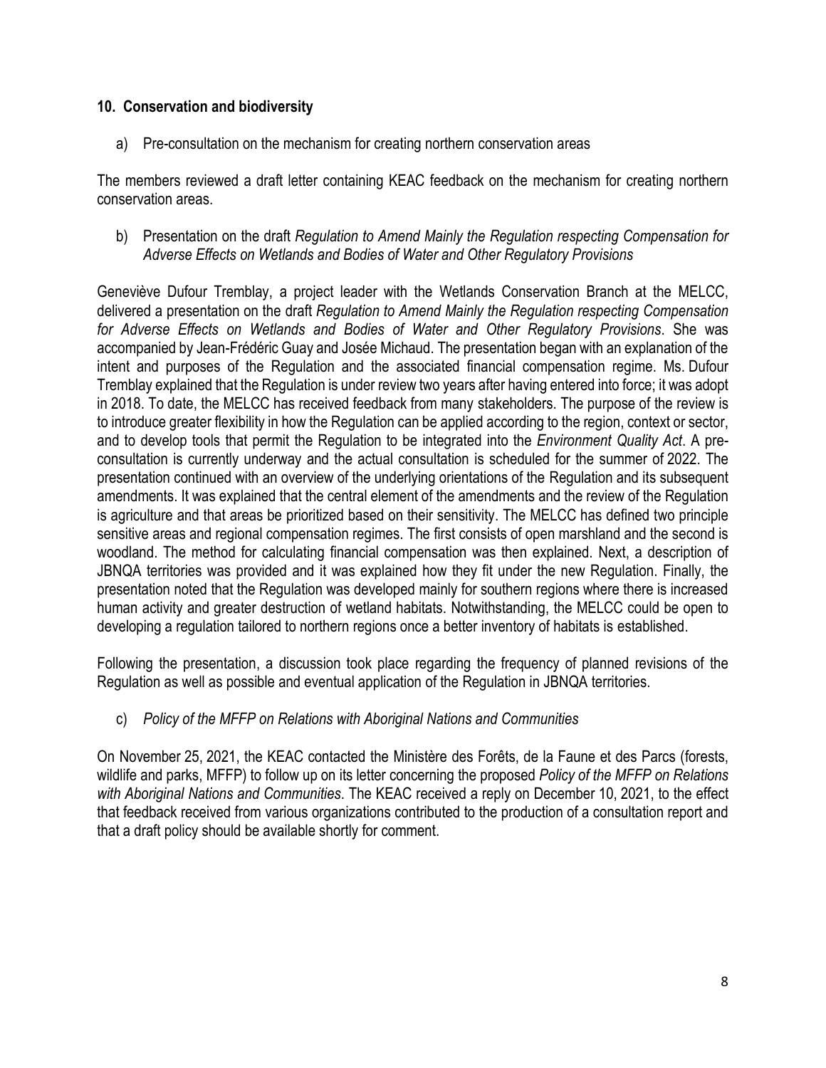## 10. Conservation and biodiversity

a) Pre-consultation on the mechanism for creating northern conservation areas

The members reviewed a draft letter containing KEAC feedback on the mechanism for creating northern conservation areas.

b) Presentation on the draft *Regulation to Amend Mainly the Regulation respecting Compensation for Adverse Effects on Wetlands and Bodies of Water and Other Regulatory Provisions*

Geneviève Dufour Tremblay, a project leader with the Wetlands Conservation Branch at the MELCC, delivered a presentation on the draft *Regulation to Amend Mainly the Regulation respecting Compensation for Adverse Effects on Wetlands and Bodies of Water and Other Regulatory Provisions*. She was accompanied by Jean-Frédéric Guay and Josée Michaud. The presentation began with an explanation of the intent and purposes of the Regulation and the associated financial compensation regime. Ms. Dufour Tremblay explained that the Regulation is under review two years after having entered into force; it was adopt in 2018. To date, the MELCC has received feedback from many stakeholders. The purpose of the review is to introduce greater flexibility in how the Regulation can be applied according to the region, context or sector, and to develop tools that permit the Regulation to be integrated into the *Environment Quality Act*. A pre-consultation is currently underway and the actual consultation is scheduled for the summer of 2022. The presentation continued with an overview of the underlying orientations of the Regulation and its subsequent amendments. It was explained that the central element of the amendments and the review of the Regulation is agriculture and that areas be prioritized based on their sensitivity. The MELCC has defined two principle sensitive areas and regional compensation regimes. The first consists of open marshland and the second is woodland. The method for calculating financial compensation was then explained. Next, a description of JBNQA territories was provided and it was explained how they fit under the new Regulation. Finally, the presentation noted that the Regulation was developed mainly for southern regions where there is increased human activity and greater destruction of wetland habitats. Notwithstanding, the MELCC could be open to developing a regulation tailored to northern regions once a better inventory of habitats is established.

Following the presentation, a discussion took place regarding the frequency of planned revisions of the Regulation as well as possible and eventual application of the Regulation in JBNQA territories.

c) *Policy of the MFFP on Relations with Aboriginal Nations and Communities*

On November 25, 2021, the KEAC contacted the Ministère des Forêts, de la Faune et des Parcs (forests, wildlife and parks, MFFP) to follow up on its letter concerning the proposed *Policy of the MFFP on Relations with Aboriginal Nations and Communities*. The KEAC received a reply on December 10, 2021, to the effect that feedback received from various organizations contributed to the production of a consultation report and that a draft policy should be available shortly for comment.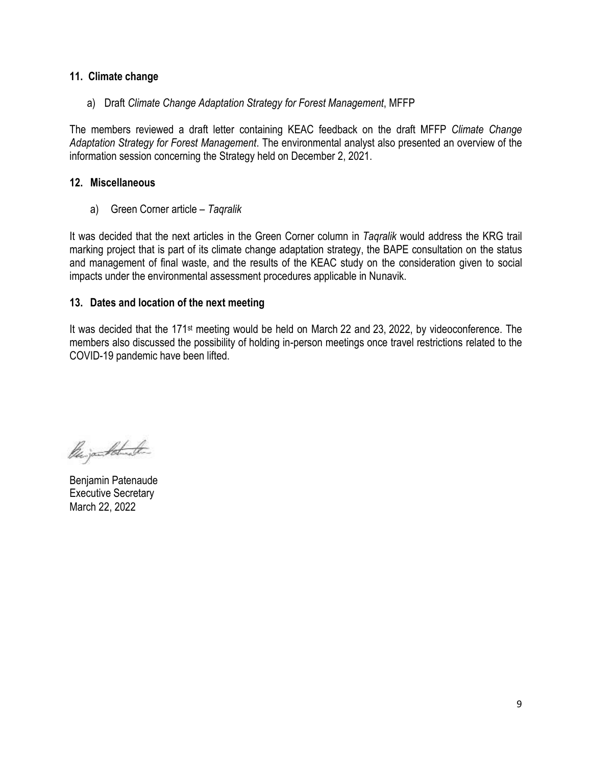## 11. Climate change

a) Draft *Climate Change Adaptation Strategy for Forest Management*, MFFP

The members reviewed a draft letter containing KEAC feedback on the draft MFFP *Climate Change Adaptation Strategy for Forest Management*. The environmental analyst also presented an overview of the information session concerning the Strategy held on December 2, 2021.

## 12. Miscellaneous

a) Green Corner article – *Taqralik*

It was decided that the next articles in the Green Corner column in *Taqralik* would address the KRG trail marking project that is part of its climate change adaptation strategy, the BAPE consultation on the status and management of final waste, and the results of the KEAC study on the consideration given to social impacts under the environmental assessment procedures applicable in Nunavik.

## 13. Dates and location of the next meeting

It was decided that the 171st meeting would be held on March 22 and 23, 2022, by videoconference. The members also discussed the possibility of holding in-person meetings once travel restrictions related to the COVID-19 pandemic have been lifted.

Benjamin Patenaude
Executive Secretary
March 22, 2022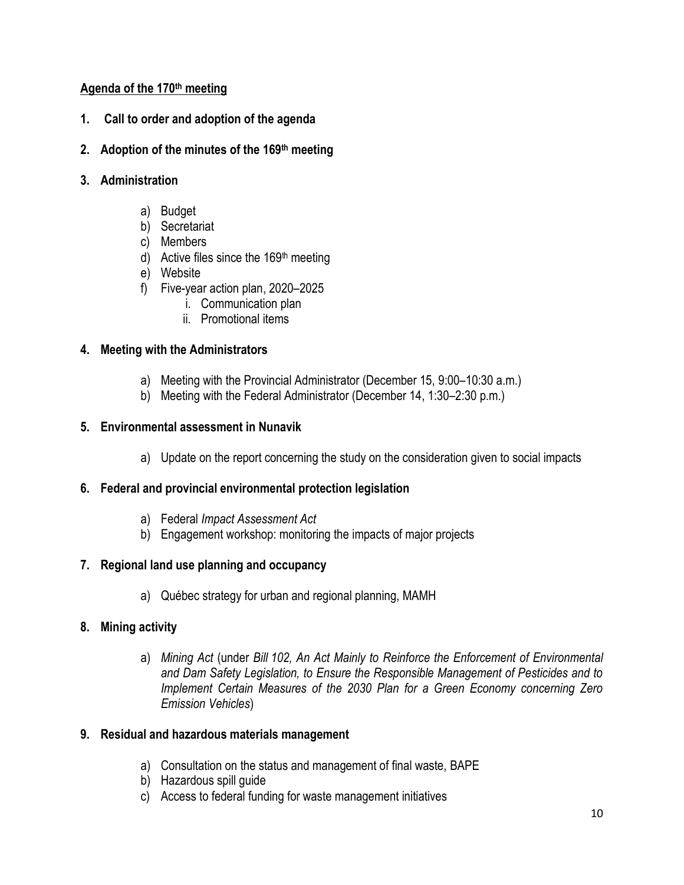**Agenda of the 170th meeting**

1. **Call to order and adoption of the agenda**

2. **Adoption of the minutes of the 169th meeting**

3. **Administration**

   a) Budget
   b) Secretariat
   c) Members
   d) Active files since the 169th meeting
   e) Website
   f) Five-year action plan, 2020–2025
      i. Communication plan
      ii. Promotional items

4. **Meeting with the Administrators**

   a) Meeting with the Provincial Administrator (December 15, 9:00–10:30 a.m.)
   b) Meeting with the Federal Administrator (December 14, 1:30–2:30 p.m.)

5. **Environmental assessment in Nunavik**

   a) Update on the report concerning the study on the consideration given to social impacts

6. **Federal and provincial environmental protection legislation**

   a) Federal *Impact Assessment Act*
   b) Engagement workshop: monitoring the impacts of major projects

7. **Regional land use planning and occupancy**

   a) Québec strategy for urban and regional planning, MAMH

8. **Mining activity**

   a) *Mining Act* (under *Bill 102, An Act Mainly to Reinforce the Enforcement of Environmental and Dam Safety Legislation, to Ensure the Responsible Management of Pesticides and to Implement Certain Measures of the 2030 Plan for a Green Economy concerning Zero Emission Vehicles*)

9. **Residual and hazardous materials management**

   a) Consultation on the status and management of final waste, BAPE
   b) Hazardous spill guide
   c) Access to federal funding for waste management initiatives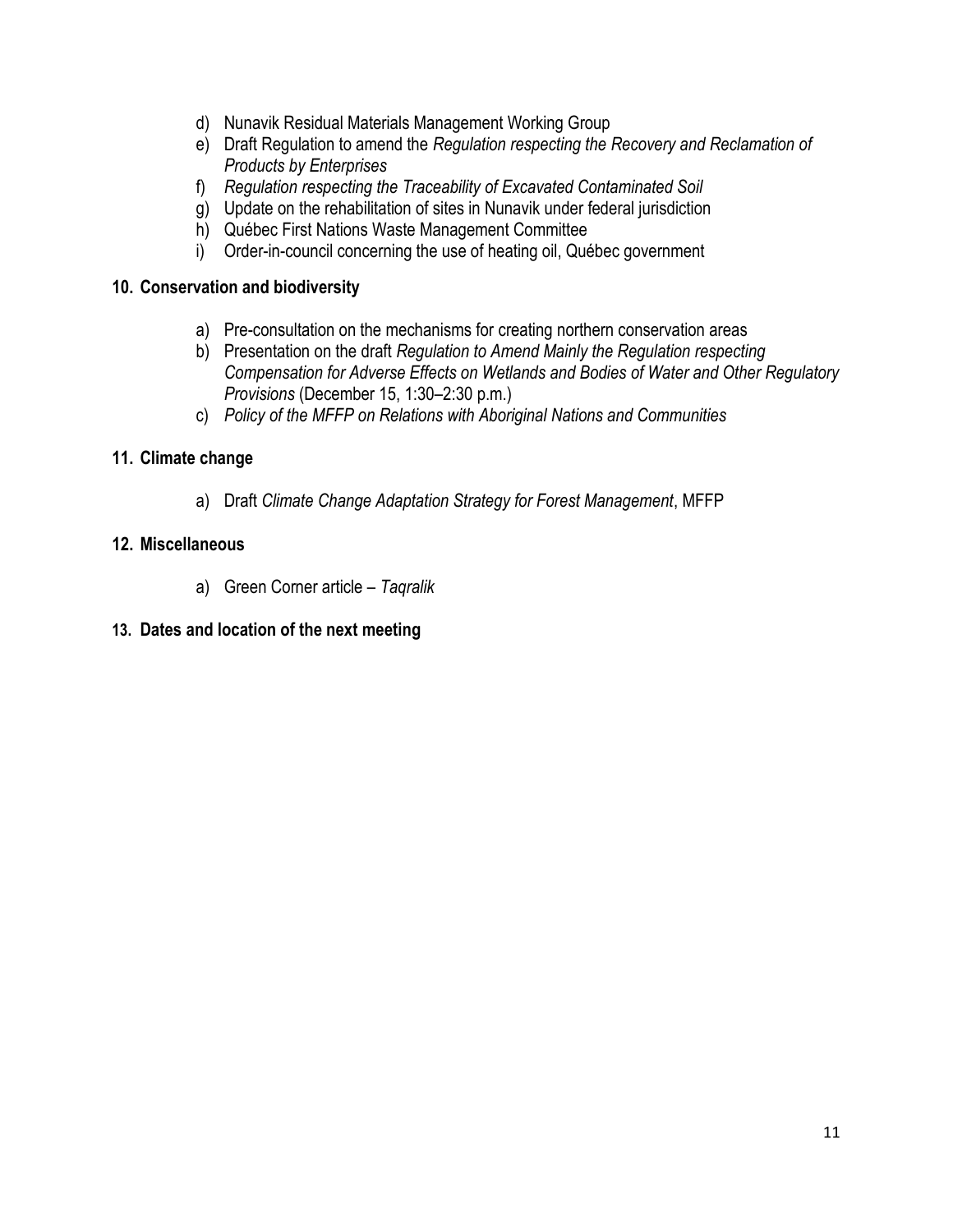d) Nunavik Residual Materials Management Working Group
e) Draft Regulation to amend the *Regulation respecting the Recovery and Reclamation of Products by Enterprises*
f) *Regulation respecting the Traceability of Excavated Contaminated Soil*
g) Update on the rehabilitation of sites in Nunavik under federal jurisdiction
h) Québec First Nations Waste Management Committee
i) Order-in-council concerning the use of heating oil, Québec government

**10. Conservation and biodiversity**

a) Pre-consultation on the mechanisms for creating northern conservation areas
b) Presentation on the draft *Regulation to Amend Mainly the Regulation respecting Compensation for Adverse Effects on Wetlands and Bodies of Water and Other Regulatory Provisions* (December 15, 1:30–2:30 p.m.)
c) *Policy of the MFFP on Relations with Aboriginal Nations and Communities*

**11. Climate change**

a) Draft *Climate Change Adaptation Strategy for Forest Management*, MFFP

**12. Miscellaneous**

a) Green Corner article – *Taqralik*

**13. Dates and location of the next meeting**